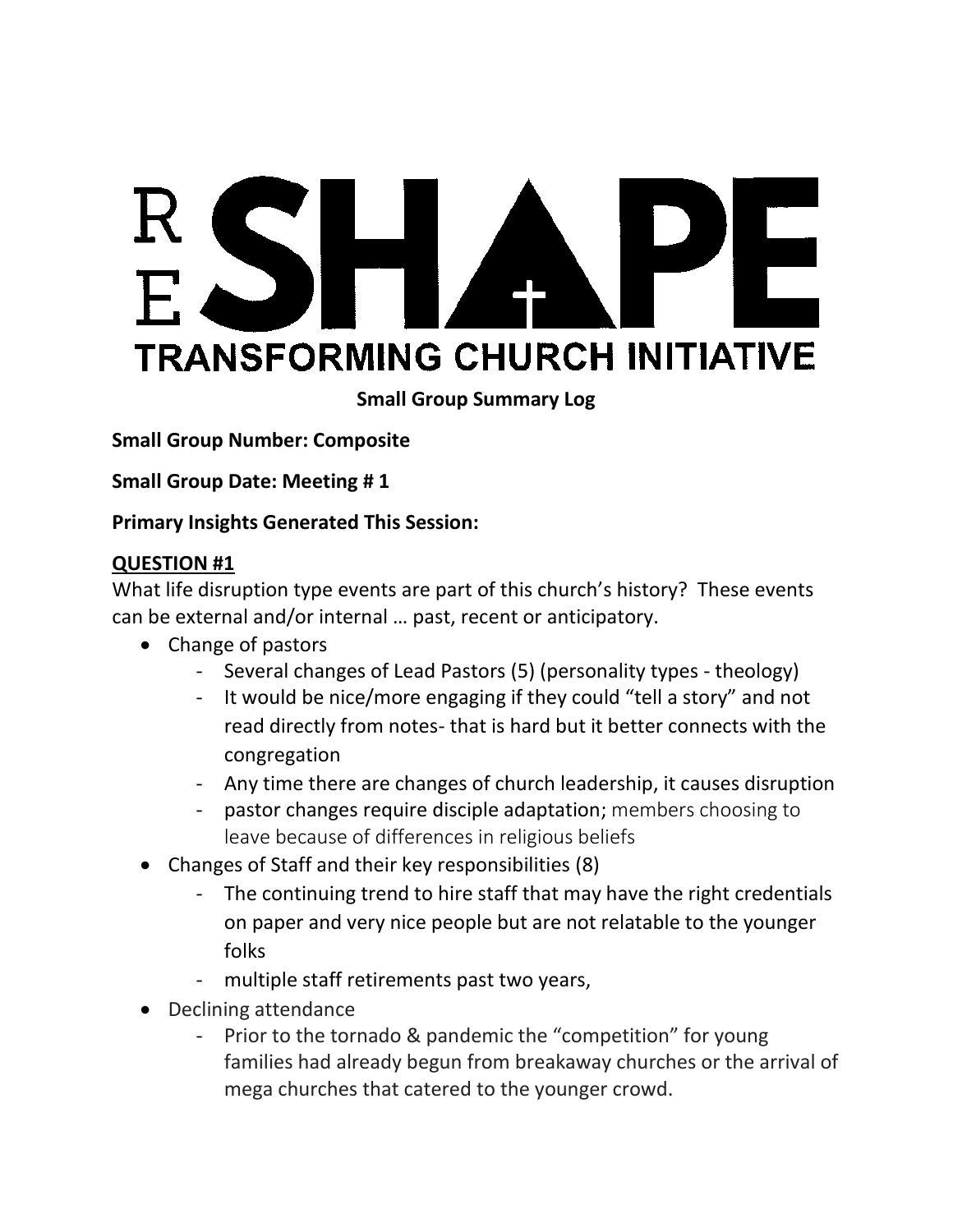# RESHAPE
## TRANSFORMING CHURCH INITIATIVE

**Small Group Summary Log**

**Small Group Number: Composite**

**Small Group Date: Meeting # 1**

**Primary Insights Generated This Session:**

**QUESTION #1**

What life disruption type events are part of this church's history? These events can be external and/or internal … past, recent or anticipatory.

- Change of pastors
  - Several changes of Lead Pastors (5) (personality types - theology)
  - It would be nice/more engaging if they could "tell a story" and not read directly from notes- that is hard but it better connects with the congregation
  - Any time there are changes of church leadership, it causes disruption
  - pastor changes require disciple adaptation; members choosing to leave because of differences in religious beliefs
- Changes of Staff and their key responsibilities (8)
  - The continuing trend to hire staff that may have the right credentials on paper and very nice people but are not relatable to the younger folks
  - multiple staff retirements past two years,
- Declining attendance
  - Prior to the tornado & pandemic the "competition" for young families had already begun from breakaway churches or the arrival of mega churches that catered to the younger crowd.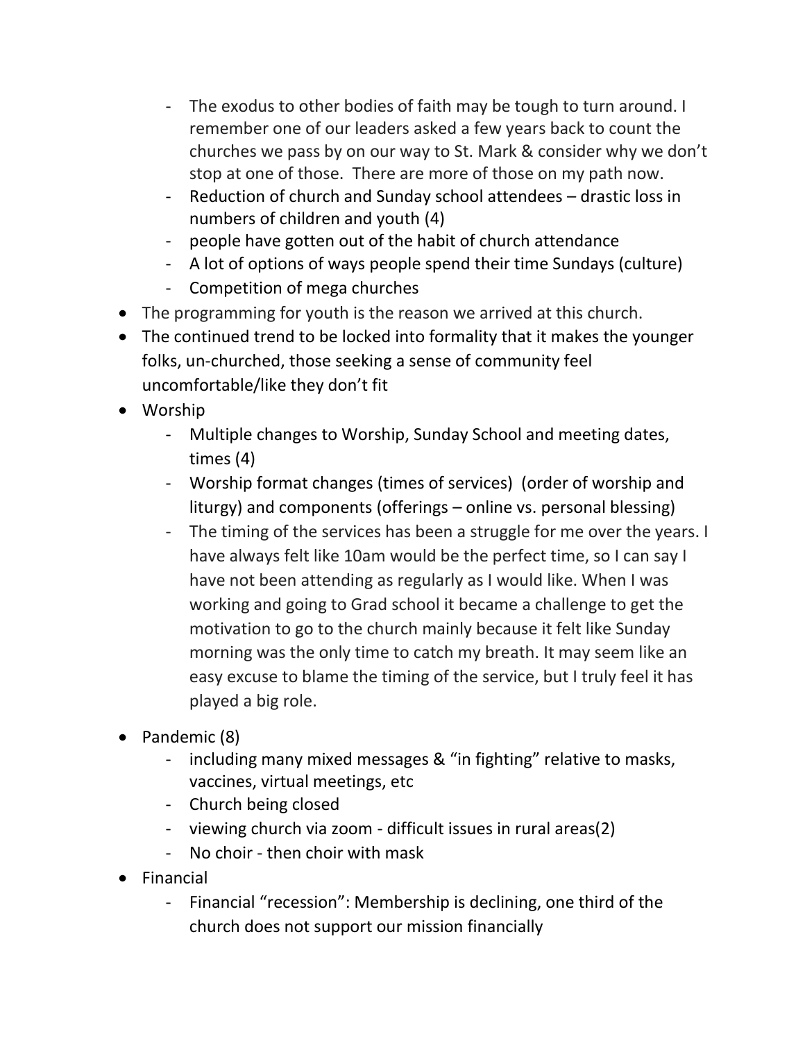- The exodus to other bodies of faith may be tough to turn around. I remember one of our leaders asked a few years back to count the churches we pass by on our way to St. Mark & consider why we don't stop at one of those. There are more of those on my path now.
  - Reduction of church and Sunday school attendees – drastic loss in numbers of children and youth (4)
  - people have gotten out of the habit of church attendance
  - A lot of options of ways people spend their time Sundays (culture)
  - Competition of mega churches
- The programming for youth is the reason we arrived at this church.
- The continued trend to be locked into formality that it makes the younger folks, un-churched, those seeking a sense of community feel uncomfortable/like they don't fit
- Worship
  - Multiple changes to Worship, Sunday School and meeting dates, times (4)
  - Worship format changes (times of services) (order of worship and liturgy) and components (offerings – online vs. personal blessing)
  - The timing of the services has been a struggle for me over the years. I have always felt like 10am would be the perfect time, so I can say I have not been attending as regularly as I would like. When I was working and going to Grad school it became a challenge to get the motivation to go to the church mainly because it felt like Sunday morning was the only time to catch my breath. It may seem like an easy excuse to blame the timing of the service, but I truly feel it has played a big role.
- Pandemic (8)
  - including many mixed messages & "in fighting" relative to masks, vaccines, virtual meetings, etc
  - Church being closed
  - viewing church via zoom - difficult issues in rural areas(2)
  - No choir - then choir with mask
- Financial
  - Financial "recession": Membership is declining, one third of the church does not support our mission financially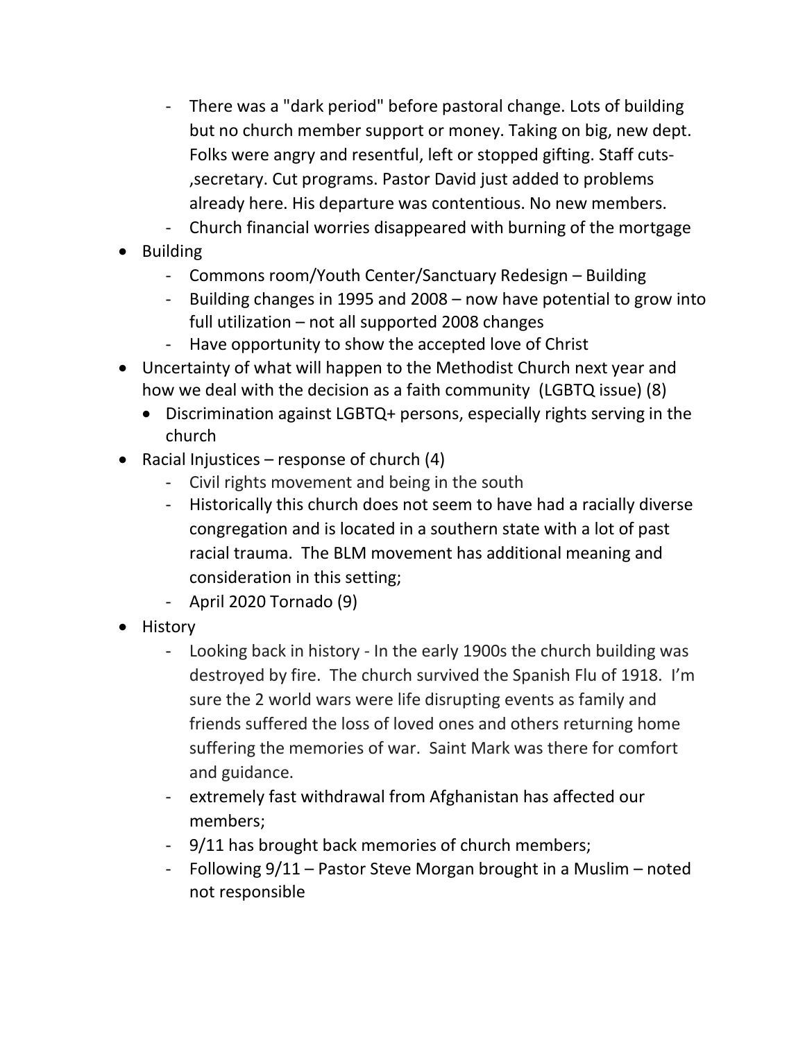- There was a "dark period" before pastoral change. Lots of building but no church member support or money. Taking on big, new dept. Folks were angry and resentful, left or stopped gifting. Staff cuts- ,secretary. Cut programs. Pastor David just added to problems already here. His departure was contentious. No new members.
  - Church financial worries disappeared with burning of the mortgage
- Building
  - Commons room/Youth Center/Sanctuary Redesign – Building
  - Building changes in 1995 and 2008 – now have potential to grow into full utilization – not all supported 2008 changes
  - Have opportunity to show the accepted love of Christ
- Uncertainty of what will happen to the Methodist Church next year and how we deal with the decision as a faith community (LGBTQ issue) (8)
  - Discrimination against LGBTQ+ persons, especially rights serving in the church
- Racial Injustices – response of church (4)
  - Civil rights movement and being in the south
  - Historically this church does not seem to have had a racially diverse congregation and is located in a southern state with a lot of past racial trauma. The BLM movement has additional meaning and consideration in this setting;
  - April 2020 Tornado (9)
- History
  - Looking back in history - In the early 1900s the church building was destroyed by fire. The church survived the Spanish Flu of 1918. I'm sure the 2 world wars were life disrupting events as family and friends suffered the loss of loved ones and others returning home suffering the memories of war. Saint Mark was there for comfort and guidance.
  - extremely fast withdrawal from Afghanistan has affected our members;
  - 9/11 has brought back memories of church members;
  - Following 9/11 – Pastor Steve Morgan brought in a Muslim – noted not responsible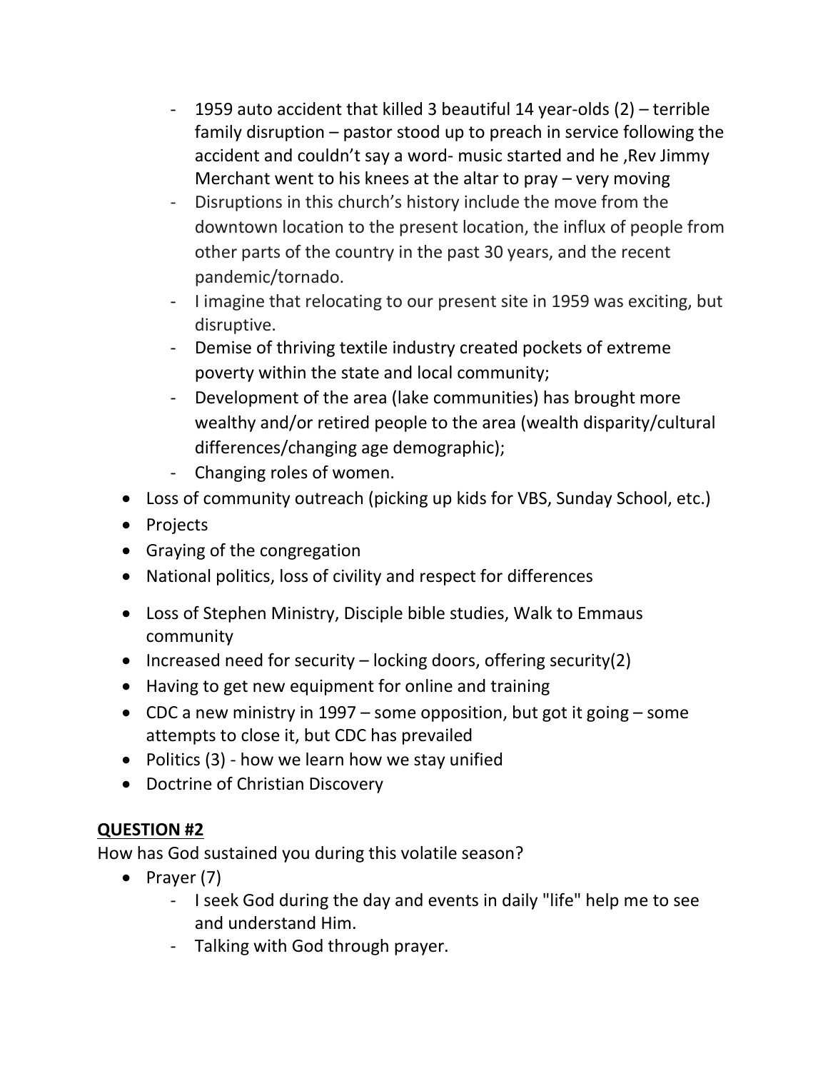- 1959 auto accident that killed 3 beautiful 14 year-olds (2) – terrible family disruption – pastor stood up to preach in service following the accident and couldn't say a word- music started and he ,Rev Jimmy Merchant went to his knees at the altar to pray – very moving
  - Disruptions in this church's history include the move from the downtown location to the present location, the influx of people from other parts of the country in the past 30 years, and the recent pandemic/tornado.
  - I imagine that relocating to our present site in 1959 was exciting, but disruptive.
  - Demise of thriving textile industry created pockets of extreme poverty within the state and local community;
  - Development of the area (lake communities) has brought more wealthy and/or retired people to the area (wealth disparity/cultural differences/changing age demographic);
  - Changing roles of women.
- Loss of community outreach (picking up kids for VBS, Sunday School, etc.)
- Projects
- Graying of the congregation
- National politics, loss of civility and respect for differences
- Loss of Stephen Ministry, Disciple bible studies, Walk to Emmaus community
- Increased need for security – locking doors, offering security(2)
- Having to get new equipment for online and training
- CDC a new ministry in 1997 – some opposition, but got it going – some attempts to close it, but CDC has prevailed
- Politics (3) - how we learn how we stay unified
- Doctrine of Christian Discovery

## QUESTION #2

How has God sustained you during this volatile season?

- Prayer (7)
  - I seek God during the day and events in daily "life" help me to see and understand Him.
  - Talking with God through prayer.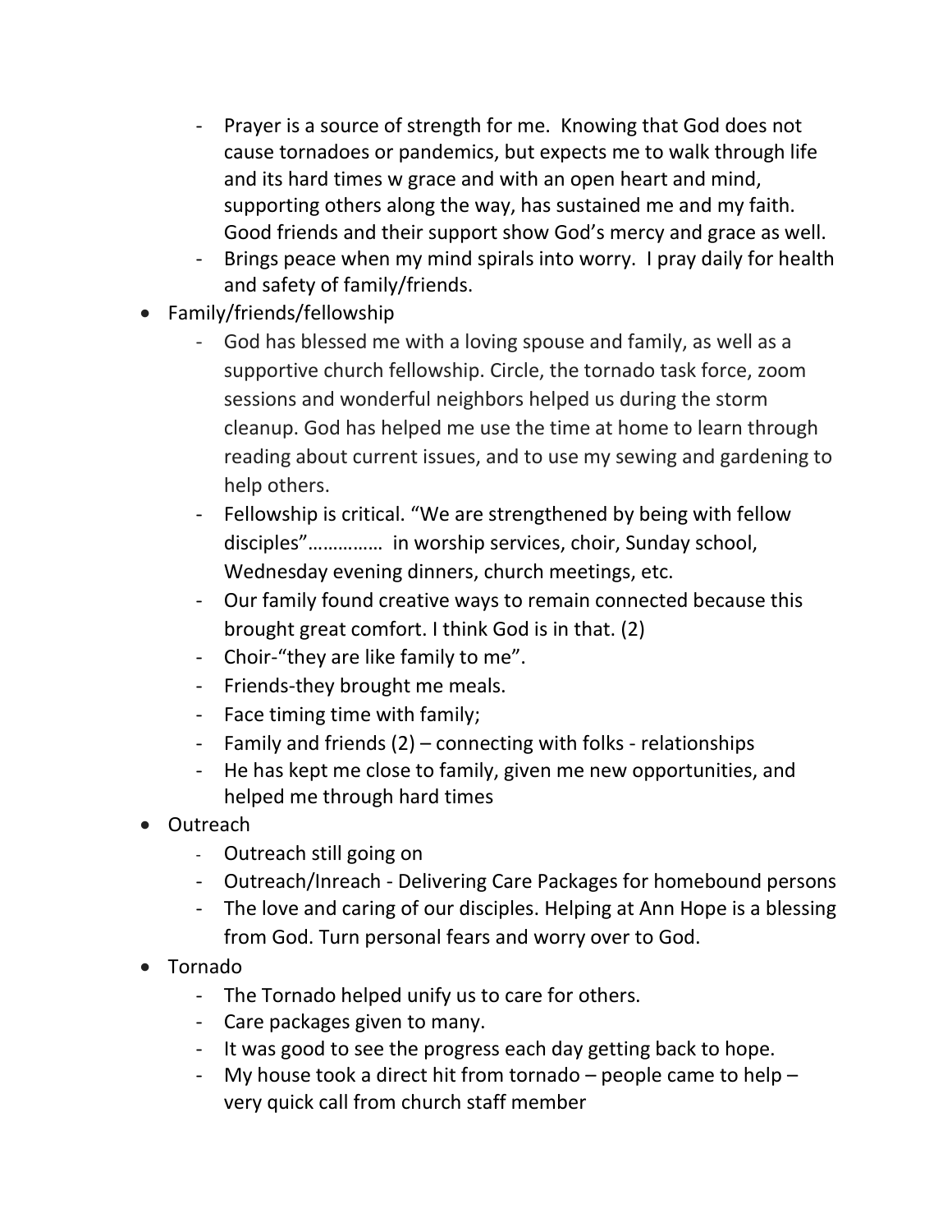- Prayer is a source of strength for me. Knowing that God does not cause tornadoes or pandemics, but expects me to walk through life and its hard times w grace and with an open heart and mind, supporting others along the way, has sustained me and my faith. Good friends and their support show God's mercy and grace as well.
  - Brings peace when my mind spirals into worry. I pray daily for health and safety of family/friends.

- Family/friends/fellowship
  - God has blessed me with a loving spouse and family, as well as a supportive church fellowship. Circle, the tornado task force, zoom sessions and wonderful neighbors helped us during the storm cleanup. God has helped me use the time at home to learn through reading about current issues, and to use my sewing and gardening to help others.
  - Fellowship is critical. "We are strengthened by being with fellow disciples"…………… in worship services, choir, Sunday school, Wednesday evening dinners, church meetings, etc.
  - Our family found creative ways to remain connected because this brought great comfort. I think God is in that. (2)
  - Choir-"they are like family to me".
  - Friends-they brought me meals.
  - Face timing time with family;
  - Family and friends (2) – connecting with folks - relationships
  - He has kept me close to family, given me new opportunities, and helped me through hard times
- Outreach
  - Outreach still going on
  - Outreach/Inreach - Delivering Care Packages for homebound persons
  - The love and caring of our disciples. Helping at Ann Hope is a blessing from God. Turn personal fears and worry over to God.
- Tornado
  - The Tornado helped unify us to care for others.
  - Care packages given to many.
  - It was good to see the progress each day getting back to hope.
  - My house took a direct hit from tornado – people came to help – very quick call from church staff member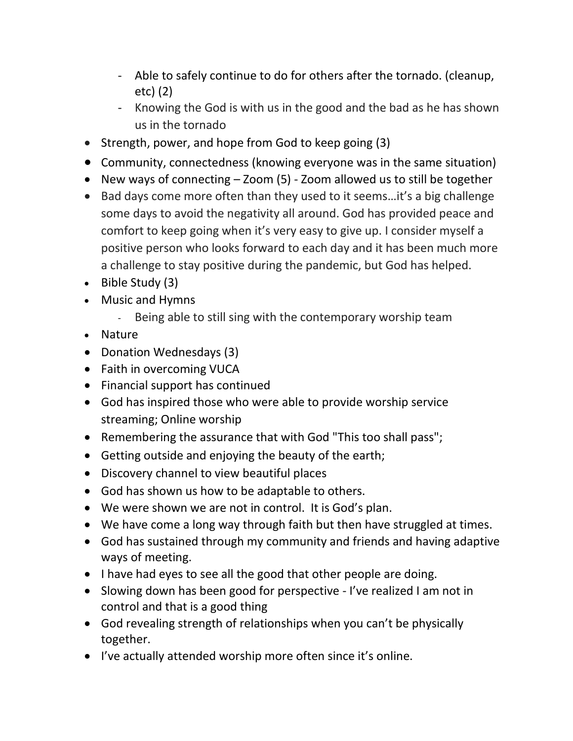- Able to safely continue to do for others after the tornado. (cleanup, etc) (2)
  - Knowing the God is with us in the good and the bad as he has shown us in the tornado

- Strength, power, and hope from God to keep going (3)
- Community, connectedness (knowing everyone was in the same situation)
- New ways of connecting – Zoom (5) - Zoom allowed us to still be together
- Bad days come more often than they used to it seems…it's a big challenge some days to avoid the negativity all around. God has provided peace and comfort to keep going when it's very easy to give up. I consider myself a positive person who looks forward to each day and it has been much more a challenge to stay positive during the pandemic, but God has helped.
- Bible Study (3)
- Music and Hymns
  - Being able to still sing with the contemporary worship team
- Nature
- Donation Wednesdays (3)
- Faith in overcoming VUCA
- Financial support has continued
- God has inspired those who were able to provide worship service streaming; Online worship
- Remembering the assurance that with God "This too shall pass";
- Getting outside and enjoying the beauty of the earth;
- Discovery channel to view beautiful places
- God has shown us how to be adaptable to others.
- We were shown we are not in control. It is God's plan.
- We have come a long way through faith but then have struggled at times.
- God has sustained through my community and friends and having adaptive ways of meeting.
- I have had eyes to see all the good that other people are doing.
- Slowing down has been good for perspective - I've realized I am not in control and that is a good thing
- God revealing strength of relationships when you can't be physically together.
- I've actually attended worship more often since it's online.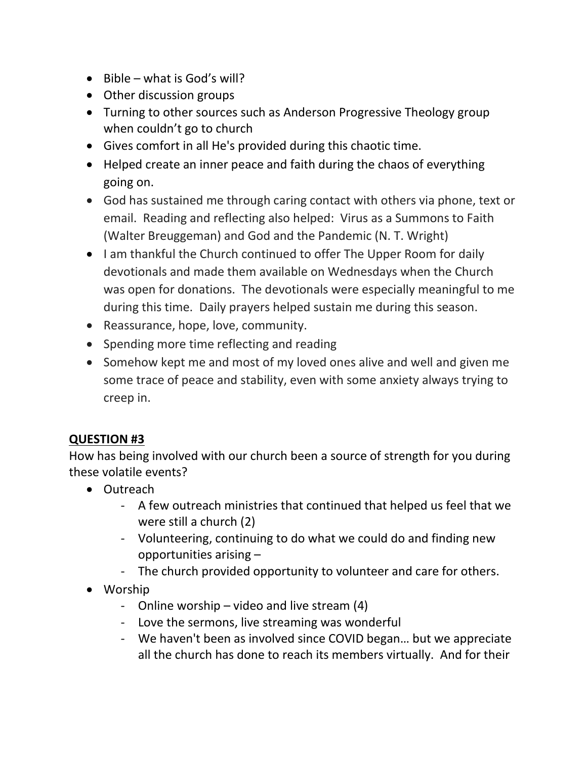- Bible – what is God's will?
- Other discussion groups
- Turning to other sources such as Anderson Progressive Theology group when couldn't go to church
- Gives comfort in all He's provided during this chaotic time.
- Helped create an inner peace and faith during the chaos of everything going on.
- God has sustained me through caring contact with others via phone, text or email. Reading and reflecting also helped: Virus as a Summons to Faith (Walter Breuggeman) and God and the Pandemic (N. T. Wright)
- I am thankful the Church continued to offer The Upper Room for daily devotionals and made them available on Wednesdays when the Church was open for donations. The devotionals were especially meaningful to me during this time. Daily prayers helped sustain me during this season.
- Reassurance, hope, love, community.
- Spending more time reflecting and reading
- Somehow kept me and most of my loved ones alive and well and given me some trace of peace and stability, even with some anxiety always trying to creep in.

**QUESTION #3**

How has being involved with our church been a source of strength for you during these volatile events?

- Outreach
  - A few outreach ministries that continued that helped us feel that we were still a church (2)
  - Volunteering, continuing to do what we could do and finding new opportunities arising –
  - The church provided opportunity to volunteer and care for others.
- Worship
  - Online worship – video and live stream (4)
  - Love the sermons, live streaming was wonderful
  - We haven't been as involved since COVID began… but we appreciate all the church has done to reach its members virtually. And for their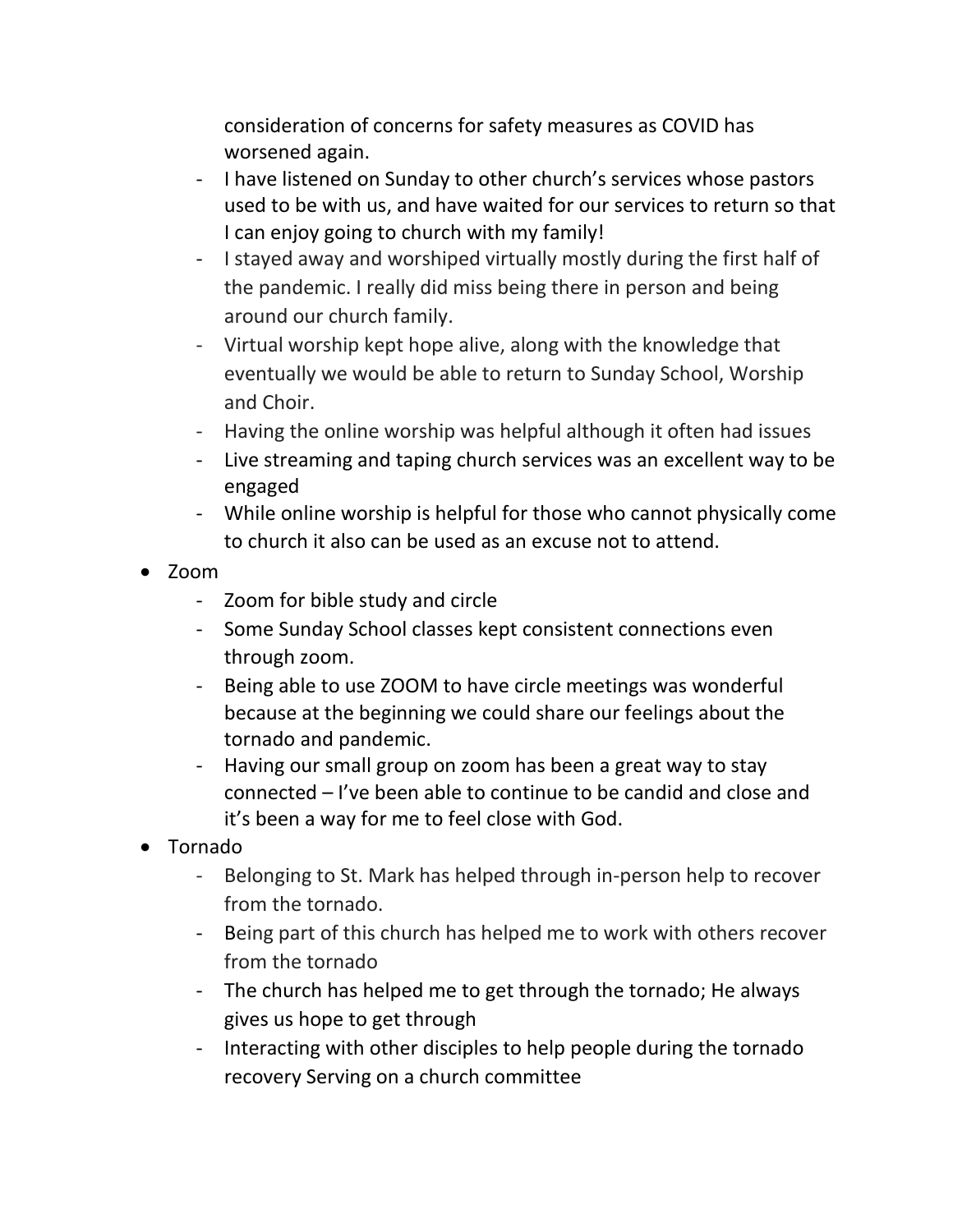consideration of concerns for safety measures as COVID has worsened again.

- I have listened on Sunday to other church's services whose pastors used to be with us, and have waited for our services to return so that I can enjoy going to church with my family!
- I stayed away and worshiped virtually mostly during the first half of the pandemic. I really did miss being there in person and being around our church family.
- Virtual worship kept hope alive, along with the knowledge that eventually we would be able to return to Sunday School, Worship and Choir.
- Having the online worship was helpful although it often had issues
- Live streaming and taping church services was an excellent way to be engaged
- While online worship is helpful for those who cannot physically come to church it also can be used as an excuse not to attend.

- Zoom
  - Zoom for bible study and circle
  - Some Sunday School classes kept consistent connections even through zoom.
  - Being able to use ZOOM to have circle meetings was wonderful because at the beginning we could share our feelings about the tornado and pandemic.
  - Having our small group on zoom has been a great way to stay connected – I've been able to continue to be candid and close and it's been a way for me to feel close with God.
- Tornado
  - Belonging to St. Mark has helped through in-person help to recover from the tornado.
  - Being part of this church has helped me to work with others recover from the tornado
  - The church has helped me to get through the tornado; He always gives us hope to get through
  - Interacting with other disciples to help people during the tornado recovery Serving on a church committee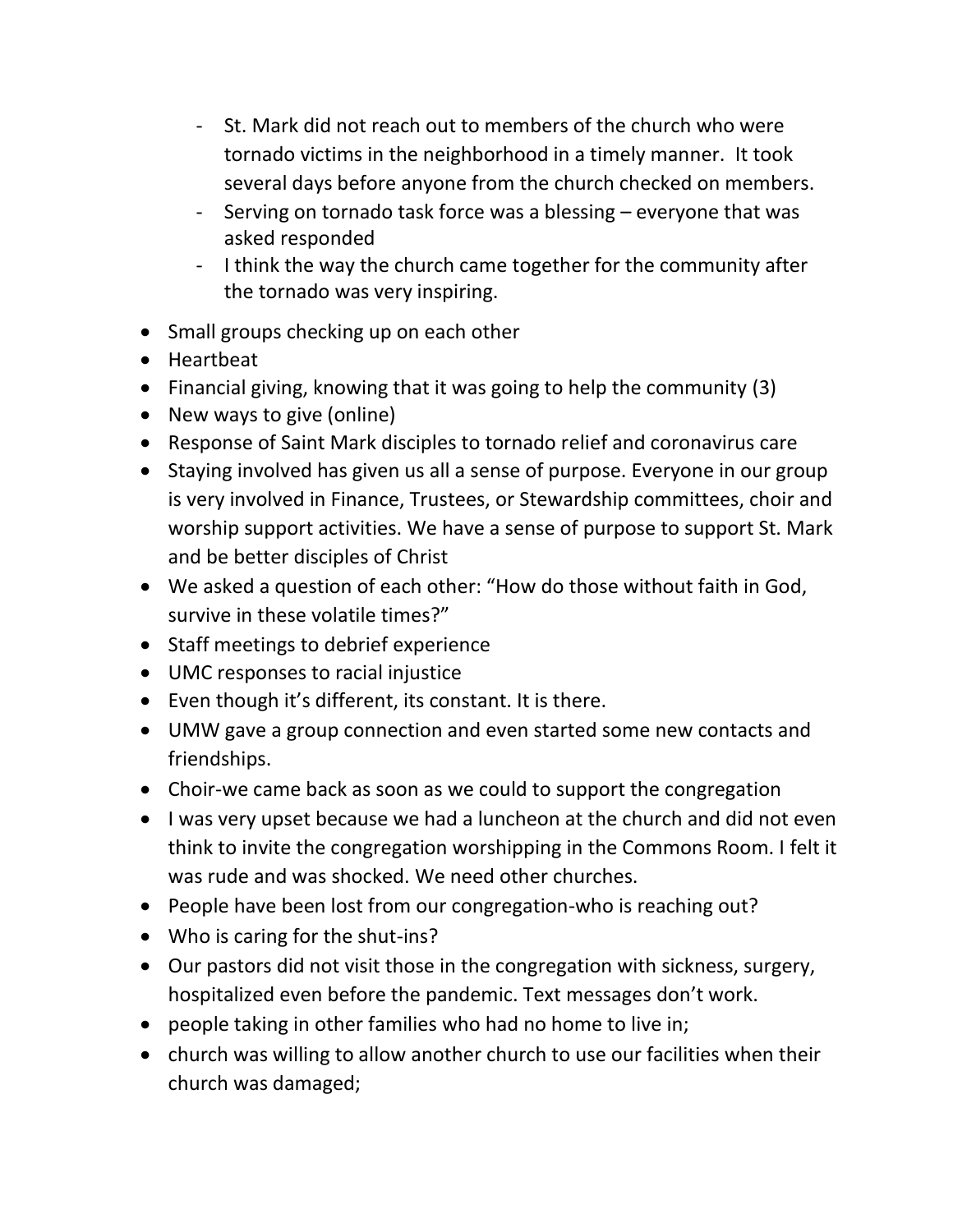- St. Mark did not reach out to members of the church who were tornado victims in the neighborhood in a timely manner. It took several days before anyone from the church checked on members.
  - Serving on tornado task force was a blessing – everyone that was asked responded
  - I think the way the church came together for the community after the tornado was very inspiring.

- Small groups checking up on each other
- Heartbeat
- Financial giving, knowing that it was going to help the community (3)
- New ways to give (online)
- Response of Saint Mark disciples to tornado relief and coronavirus care
- Staying involved has given us all a sense of purpose. Everyone in our group is very involved in Finance, Trustees, or Stewardship committees, choir and worship support activities. We have a sense of purpose to support St. Mark and be better disciples of Christ
- We asked a question of each other: "How do those without faith in God, survive in these volatile times?"
- Staff meetings to debrief experience
- UMC responses to racial injustice
- Even though it's different, its constant. It is there.
- UMW gave a group connection and even started some new contacts and friendships.
- Choir-we came back as soon as we could to support the congregation
- I was very upset because we had a luncheon at the church and did not even think to invite the congregation worshipping in the Commons Room. I felt it was rude and was shocked. We need other churches.
- People have been lost from our congregation-who is reaching out?
- Who is caring for the shut-ins?
- Our pastors did not visit those in the congregation with sickness, surgery, hospitalized even before the pandemic. Text messages don't work.
- people taking in other families who had no home to live in;
- church was willing to allow another church to use our facilities when their church was damaged;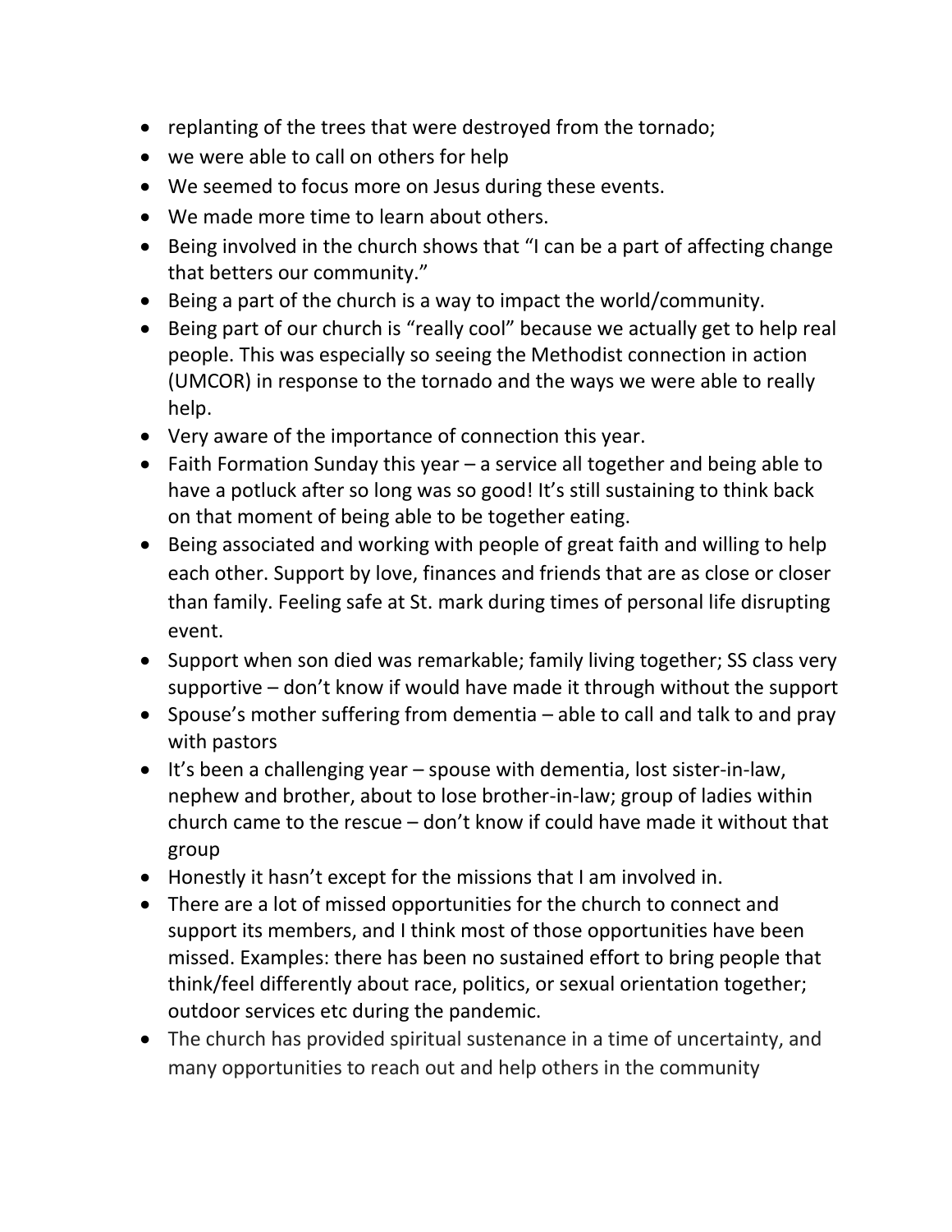- replanting of the trees that were destroyed from the tornado;
- we were able to call on others for help
- We seemed to focus more on Jesus during these events.
- We made more time to learn about others.
- Being involved in the church shows that "I can be a part of affecting change that betters our community."
- Being a part of the church is a way to impact the world/community.
- Being part of our church is "really cool" because we actually get to help real people. This was especially so seeing the Methodist connection in action (UMCOR) in response to the tornado and the ways we were able to really help.
- Very aware of the importance of connection this year.
- Faith Formation Sunday this year – a service all together and being able to have a potluck after so long was so good! It's still sustaining to think back on that moment of being able to be together eating.
- Being associated and working with people of great faith and willing to help each other. Support by love, finances and friends that are as close or closer than family. Feeling safe at St. mark during times of personal life disrupting event.
- Support when son died was remarkable; family living together; SS class very supportive – don't know if would have made it through without the support
- Spouse's mother suffering from dementia – able to call and talk to and pray with pastors
- It's been a challenging year – spouse with dementia, lost sister-in-law, nephew and brother, about to lose brother-in-law; group of ladies within church came to the rescue – don't know if could have made it without that group
- Honestly it hasn't except for the missions that I am involved in.
- There are a lot of missed opportunities for the church to connect and support its members, and I think most of those opportunities have been missed. Examples: there has been no sustained effort to bring people that think/feel differently about race, politics, or sexual orientation together; outdoor services etc during the pandemic.
- The church has provided spiritual sustenance in a time of uncertainty, and many opportunities to reach out and help others in the community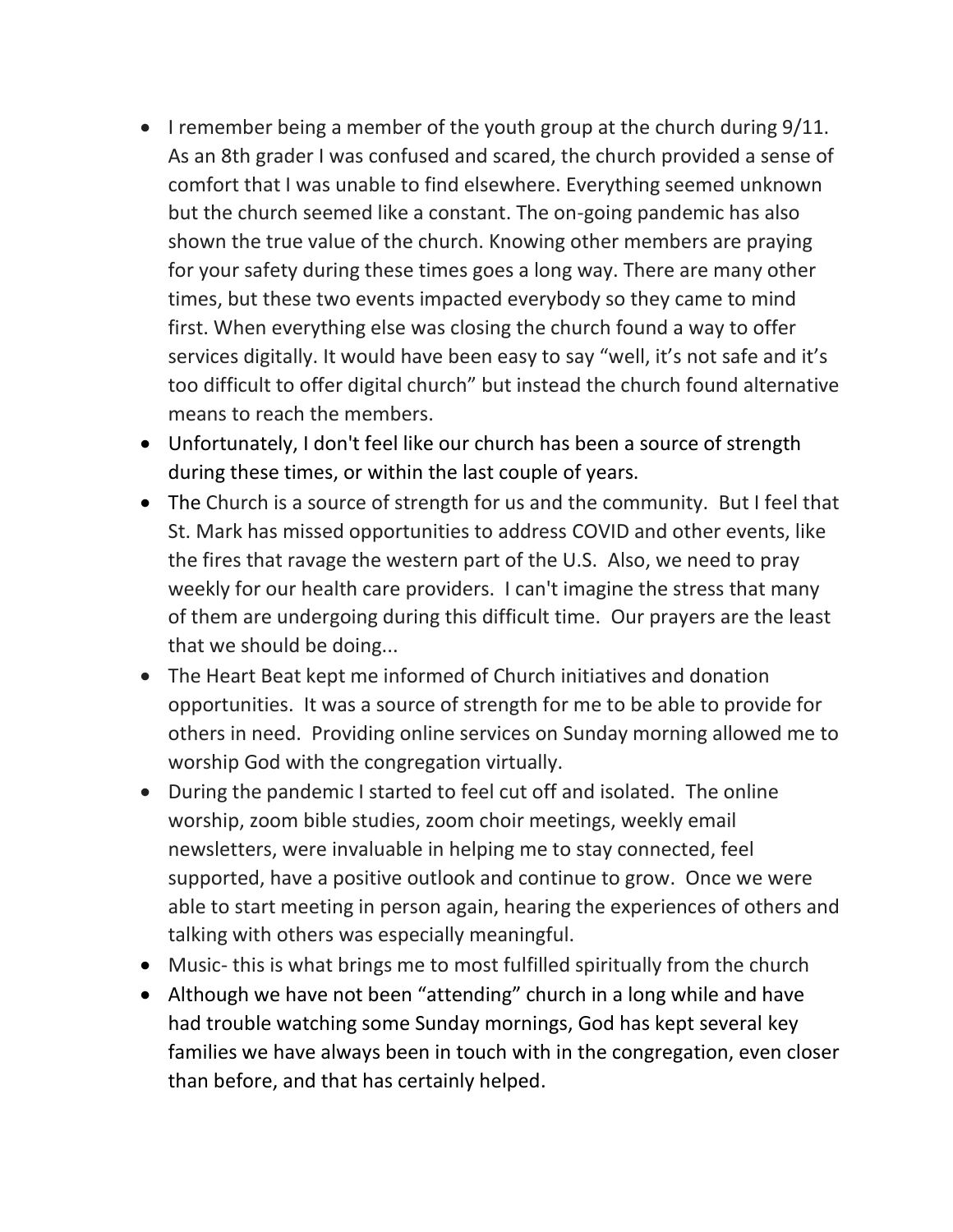- I remember being a member of the youth group at the church during 9/11. As an 8th grader I was confused and scared, the church provided a sense of comfort that I was unable to find elsewhere. Everything seemed unknown but the church seemed like a constant. The on-going pandemic has also shown the true value of the church. Knowing other members are praying for your safety during these times goes a long way. There are many other times, but these two events impacted everybody so they came to mind first. When everything else was closing the church found a way to offer services digitally. It would have been easy to say "well, it's not safe and it's too difficult to offer digital church" but instead the church found alternative means to reach the members.
- Unfortunately, I don't feel like our church has been a source of strength during these times, or within the last couple of years.
- The Church is a source of strength for us and the community. But I feel that St. Mark has missed opportunities to address COVID and other events, like the fires that ravage the western part of the U.S. Also, we need to pray weekly for our health care providers. I can't imagine the stress that many of them are undergoing during this difficult time. Our prayers are the least that we should be doing...
- The Heart Beat kept me informed of Church initiatives and donation opportunities. It was a source of strength for me to be able to provide for others in need. Providing online services on Sunday morning allowed me to worship God with the congregation virtually.
- During the pandemic I started to feel cut off and isolated. The online worship, zoom bible studies, zoom choir meetings, weekly email newsletters, were invaluable in helping me to stay connected, feel supported, have a positive outlook and continue to grow. Once we were able to start meeting in person again, hearing the experiences of others and talking with others was especially meaningful.
- Music- this is what brings me to most fulfilled spiritually from the church
- Although we have not been "attending" church in a long while and have had trouble watching some Sunday mornings, God has kept several key families we have always been in touch with in the congregation, even closer than before, and that has certainly helped.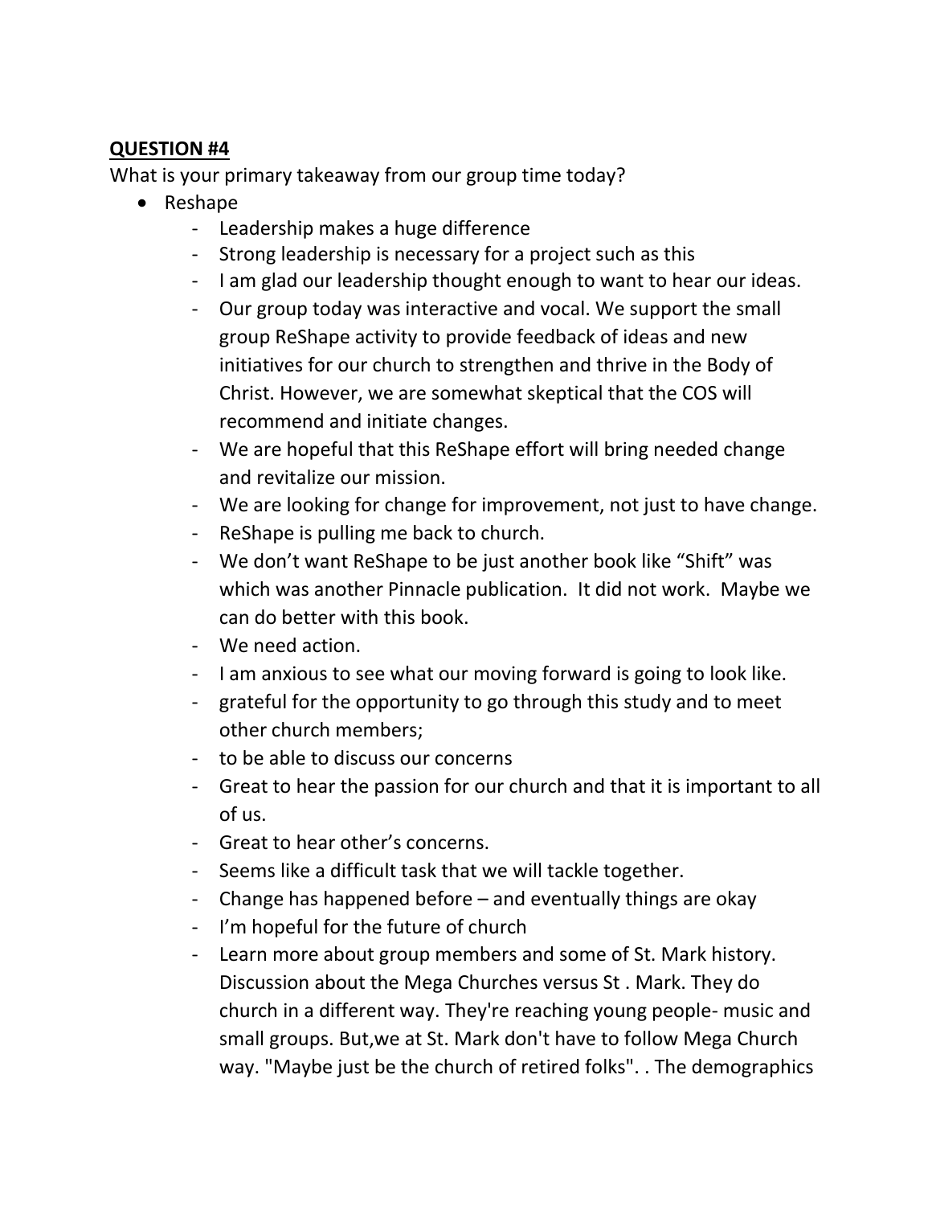**QUESTION #4**

What is your primary takeaway from our group time today?

- Reshape
  - Leadership makes a huge difference
  - Strong leadership is necessary for a project such as this
  - I am glad our leadership thought enough to want to hear our ideas.
  - Our group today was interactive and vocal. We support the small group ReShape activity to provide feedback of ideas and new initiatives for our church to strengthen and thrive in the Body of Christ. However, we are somewhat skeptical that the COS will recommend and initiate changes.
  - We are hopeful that this ReShape effort will bring needed change and revitalize our mission.
  - We are looking for change for improvement, not just to have change.
  - ReShape is pulling me back to church.
  - We don't want ReShape to be just another book like "Shift" was which was another Pinnacle publication. It did not work. Maybe we can do better with this book.
  - We need action.
  - I am anxious to see what our moving forward is going to look like.
  - grateful for the opportunity to go through this study and to meet other church members;
  - to be able to discuss our concerns
  - Great to hear the passion for our church and that it is important to all of us.
  - Great to hear other's concerns.
  - Seems like a difficult task that we will tackle together.
  - Change has happened before – and eventually things are okay
  - I'm hopeful for the future of church
  - Learn more about group members and some of St. Mark history. Discussion about the Mega Churches versus St . Mark. They do church in a different way. They're reaching young people- music and small groups. But,we at St. Mark don't have to follow Mega Church way. "Maybe just be the church of retired folks". . The demographics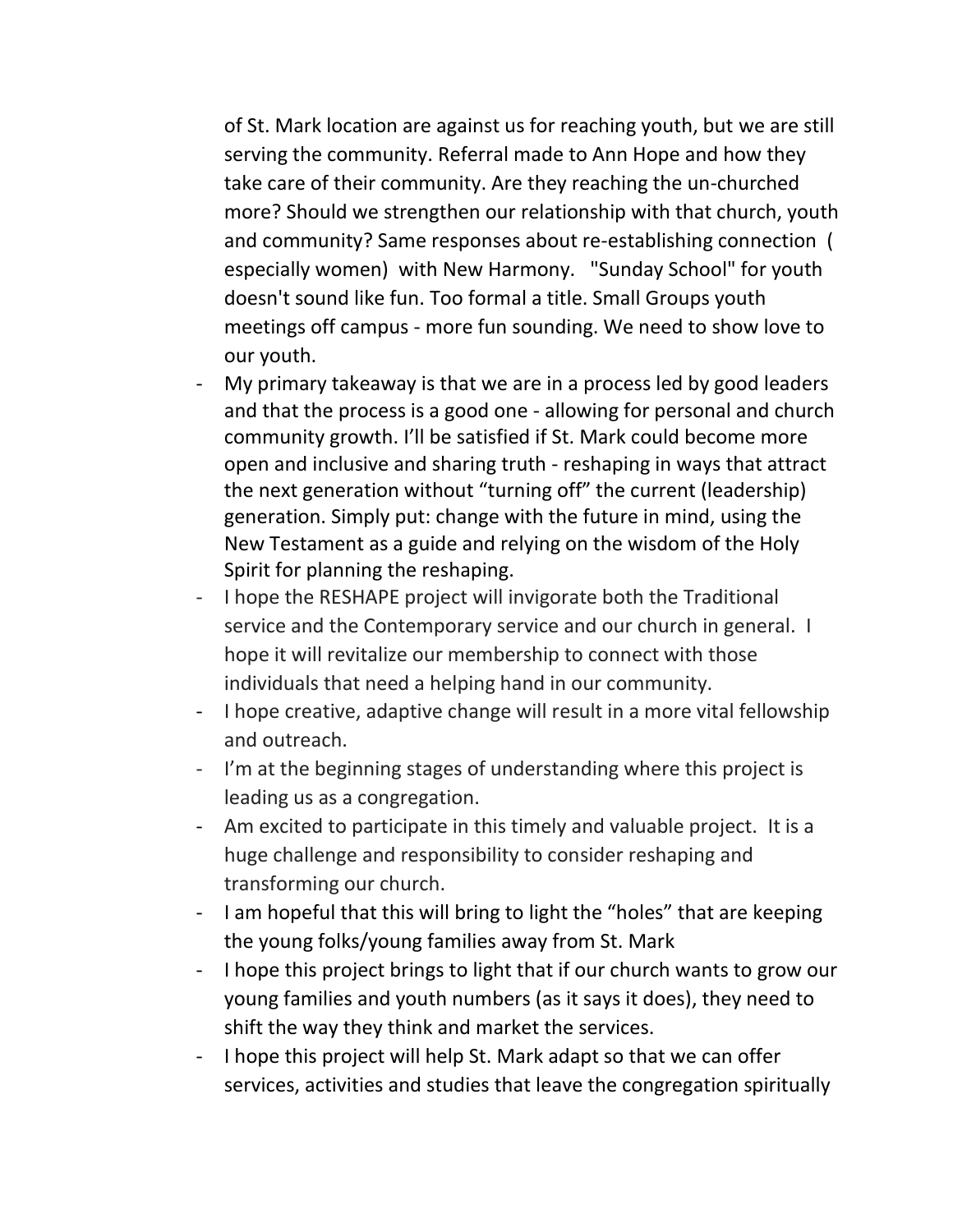of St. Mark location are against us for reaching youth, but we are still serving the community. Referral made to Ann Hope and how they take care of their community. Are they reaching the un-churched more? Should we strengthen our relationship with that church, youth and community? Same responses about re-establishing connection ( especially women) with New Harmony. "Sunday School" for youth doesn't sound like fun. Too formal a title. Small Groups youth meetings off campus - more fun sounding. We need to show love to our youth.

- My primary takeaway is that we are in a process led by good leaders and that the process is a good one - allowing for personal and church community growth. I'll be satisfied if St. Mark could become more open and inclusive and sharing truth - reshaping in ways that attract the next generation without "turning off" the current (leadership) generation. Simply put: change with the future in mind, using the New Testament as a guide and relying on the wisdom of the Holy Spirit for planning the reshaping.
- I hope the RESHAPE project will invigorate both the Traditional service and the Contemporary service and our church in general. I hope it will revitalize our membership to connect with those individuals that need a helping hand in our community.
- I hope creative, adaptive change will result in a more vital fellowship and outreach.
- I'm at the beginning stages of understanding where this project is leading us as a congregation.
- Am excited to participate in this timely and valuable project. It is a huge challenge and responsibility to consider reshaping and transforming our church.
- I am hopeful that this will bring to light the "holes" that are keeping the young folks/young families away from St. Mark
- I hope this project brings to light that if our church wants to grow our young families and youth numbers (as it says it does), they need to shift the way they think and market the services.
- I hope this project will help St. Mark adapt so that we can offer services, activities and studies that leave the congregation spiritually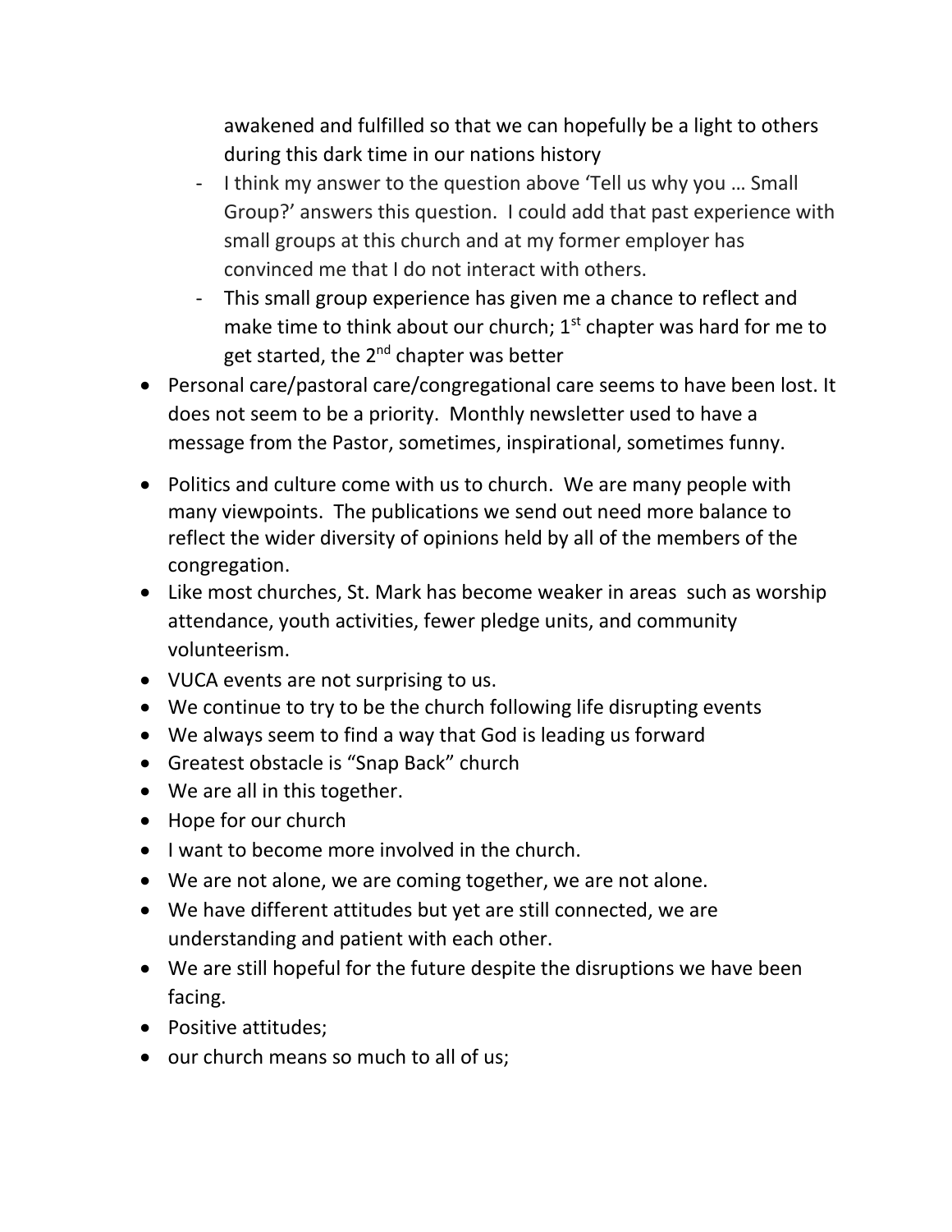awakened and fulfilled so that we can hopefully be a light to others during this dark time in our nations history

- I think my answer to the question above 'Tell us why you … Small Group?' answers this question. I could add that past experience with small groups at this church and at my former employer has convinced me that I do not interact with others.
- This small group experience has given me a chance to reflect and make time to think about our church; 1st chapter was hard for me to get started, the 2nd chapter was better

- Personal care/pastoral care/congregational care seems to have been lost. It does not seem to be a priority. Monthly newsletter used to have a message from the Pastor, sometimes, inspirational, sometimes funny.
- Politics and culture come with us to church. We are many people with many viewpoints. The publications we send out need more balance to reflect the wider diversity of opinions held by all of the members of the congregation.
- Like most churches, St. Mark has become weaker in areas such as worship attendance, youth activities, fewer pledge units, and community volunteerism.
- VUCA events are not surprising to us.
- We continue to try to be the church following life disrupting events
- We always seem to find a way that God is leading us forward
- Greatest obstacle is "Snap Back" church
- We are all in this together.
- Hope for our church
- I want to become more involved in the church.
- We are not alone, we are coming together, we are not alone.
- We have different attitudes but yet are still connected, we are understanding and patient with each other.
- We are still hopeful for the future despite the disruptions we have been facing.
- Positive attitudes;
- our church means so much to all of us;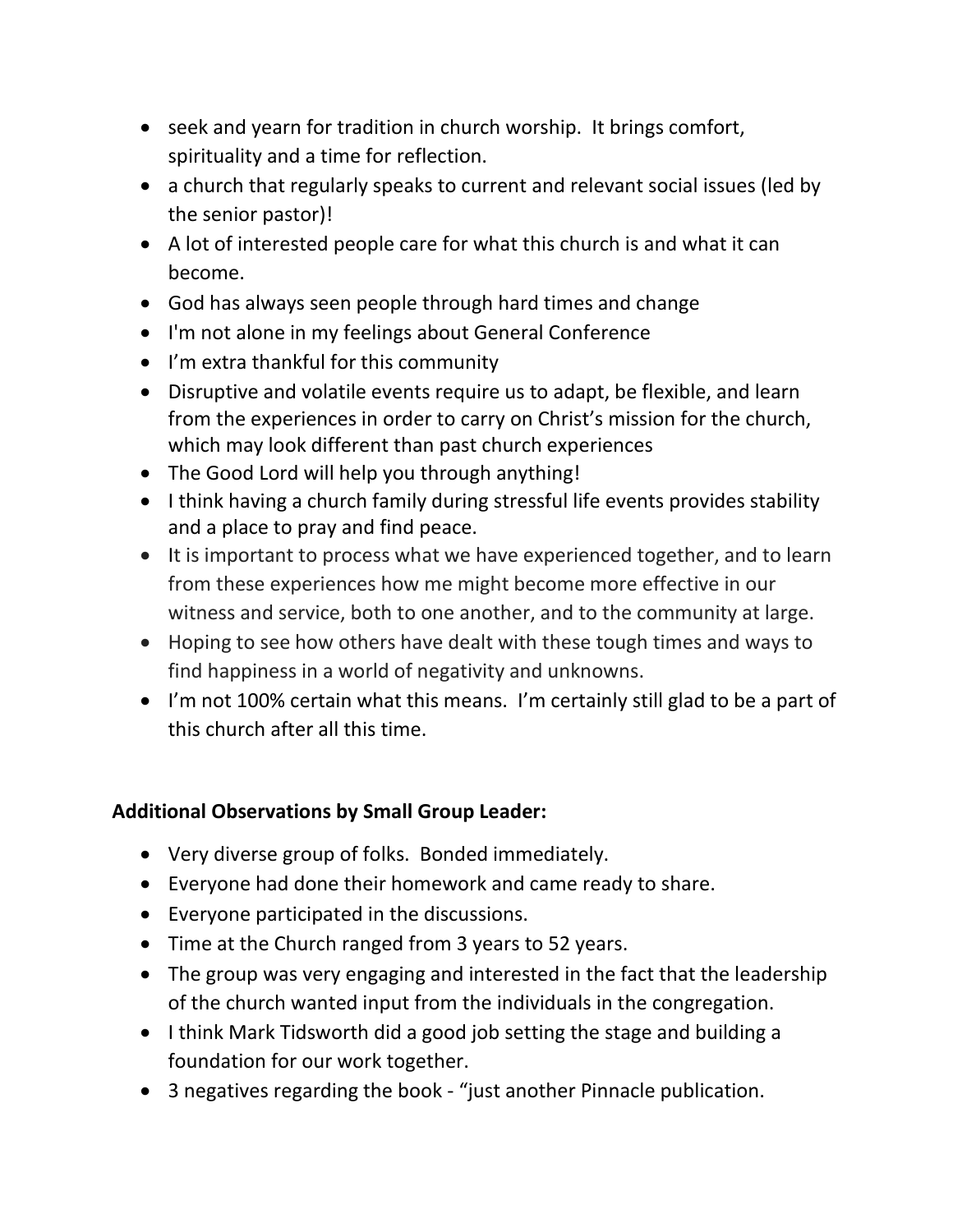- seek and yearn for tradition in church worship. It brings comfort, spirituality and a time for reflection.
- a church that regularly speaks to current and relevant social issues (led by the senior pastor)!
- A lot of interested people care for what this church is and what it can become.
- God has always seen people through hard times and change
- I'm not alone in my feelings about General Conference
- I'm extra thankful for this community
- Disruptive and volatile events require us to adapt, be flexible, and learn from the experiences in order to carry on Christ's mission for the church, which may look different than past church experiences
- The Good Lord will help you through anything!
- I think having a church family during stressful life events provides stability and a place to pray and find peace.
- It is important to process what we have experienced together, and to learn from these experiences how me might become more effective in our witness and service, both to one another, and to the community at large.
- Hoping to see how others have dealt with these tough times and ways to find happiness in a world of negativity and unknowns.
- I'm not 100% certain what this means. I'm certainly still glad to be a part of this church after all this time.

**Additional Observations by Small Group Leader:**

- Very diverse group of folks. Bonded immediately.
- Everyone had done their homework and came ready to share.
- Everyone participated in the discussions.
- Time at the Church ranged from 3 years to 52 years.
- The group was very engaging and interested in the fact that the leadership of the church wanted input from the individuals in the congregation.
- I think Mark Tidsworth did a good job setting the stage and building a foundation for our work together.
- 3 negatives regarding the book - "just another Pinnacle publication.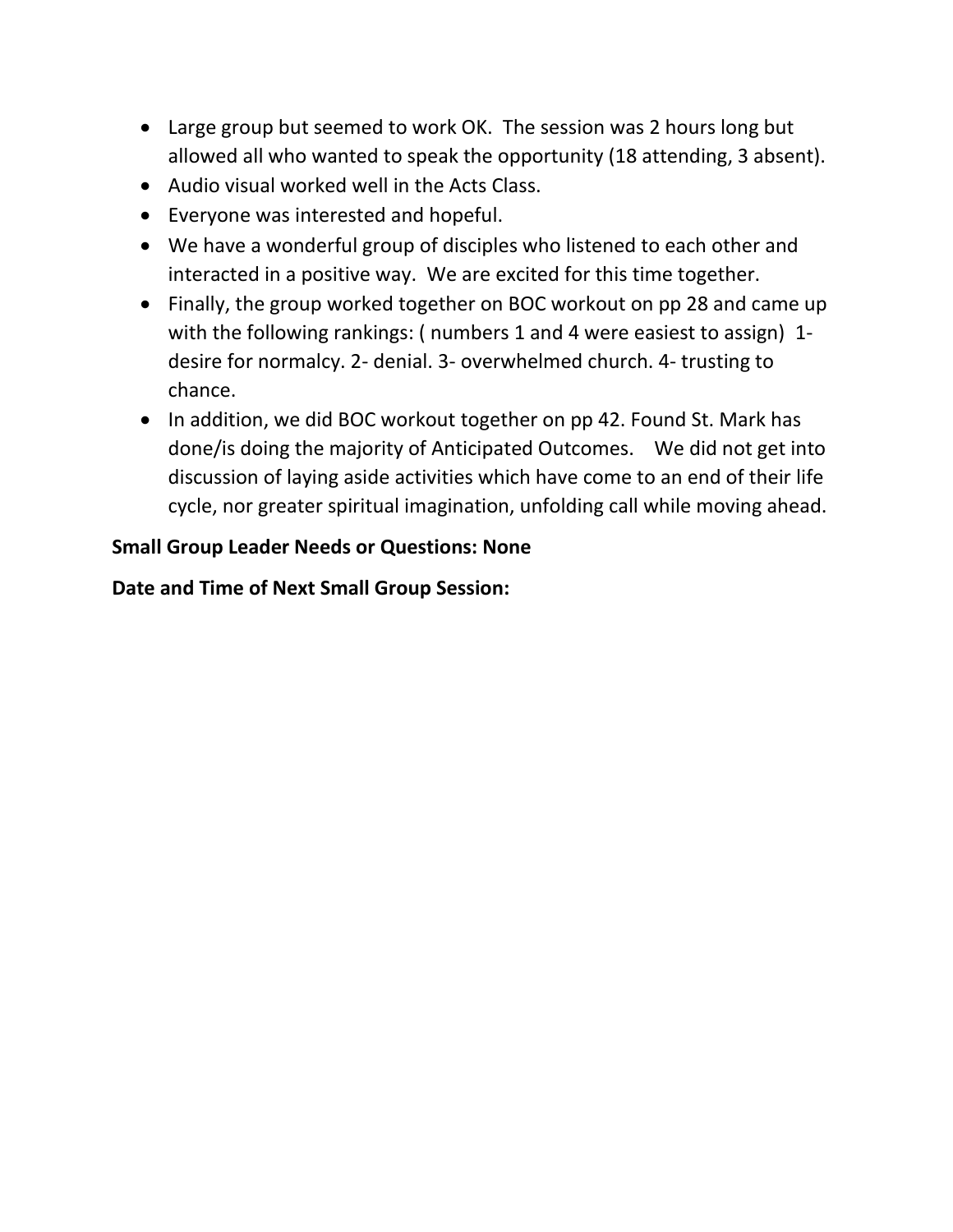- Large group but seemed to work OK. The session was 2 hours long but allowed all who wanted to speak the opportunity (18 attending, 3 absent).
- Audio visual worked well in the Acts Class.
- Everyone was interested and hopeful.
- We have a wonderful group of disciples who listened to each other and interacted in a positive way. We are excited for this time together.
- Finally, the group worked together on BOC workout on pp 28 and came up with the following rankings: ( numbers 1 and 4 were easiest to assign) 1- desire for normalcy. 2- denial. 3- overwhelmed church. 4- trusting to chance.
- In addition, we did BOC workout together on pp 42. Found St. Mark has done/is doing the majority of Anticipated Outcomes. We did not get into discussion of laying aside activities which have come to an end of their life cycle, nor greater spiritual imagination, unfolding call while moving ahead.

**Small Group Leader Needs or Questions: None**

**Date and Time of Next Small Group Session:**